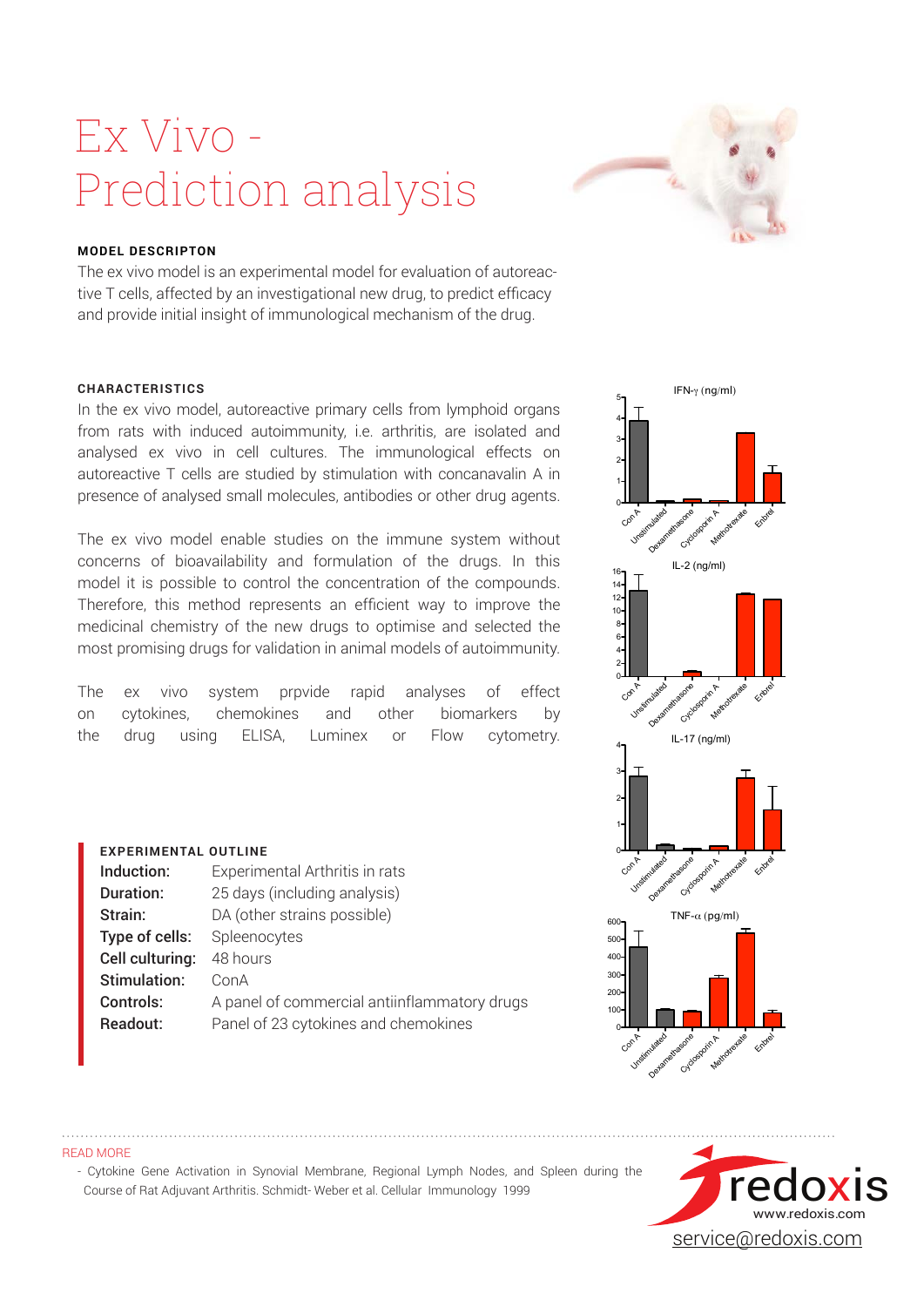# Ex Vivo - Prediction analysis

### MODEL DESCRIPTON

The ex vivo model is an experimental model for evaluation of autoreactive T cells, affected by an investigational new drug, to predict efficacy and provide initial insight of immunological mechanism of the drug.

### CHARACTERISTICS

In the ex vivo model, autoreactive primary cells from lymphoid organs from rats with induced autoimmunity, i.e. arthritis, are isolated and analysed ex vivo in cell cultures. The immunological effects on autoreactive T cells are studied by stimulation with concanavalin A in presence of analysed small molecules, antibodies or other drug agents.

The ex vivo model enable studies on the immune system without concerns of bioavailability and formulation of the drugs. In this model it is possible to control the concentration of the compounds. Therefore, this method represents an efficient way to improve the medicinal chemistry of the new drugs to optimise and selected the most promising drugs for validation in animal models of autoimmunity.

The ex vivo system prpvide rapid analyses of effect on cytokines, chemokines and other biomarkers by the drug using ELISA, Luminex or Flow cytometry.

### EXPERIMENTAL OUTLINE

**Induction:** Experimental Arthritis in rats
**Duration:** 25 days (including analysis)
**Strain:** DA (other strains possible)
**Type of cells:** Spleenocytes
**Cell culturing:** 48 hours
**Stimulation:** ConA
**Controls:** A panel of commercial antiinflammatory drugs
**Readout:** Panel of 23 cytokines and chemokines

IFN-γ (ng/ml)

IL-2 (ng/ml)

IL-17 (ng/ml)

TNF-α (pg/ml)

READ MORE

- Cytokine Gene Activation in Synovial Membrane, Regional Lymph Nodes, and Spleen during the Course of Rat Adjuvant Arthritis. Schmidt- Weber et al. Cellular Immunology 1999

redoxis
www.redoxis.com
service@redoxis.com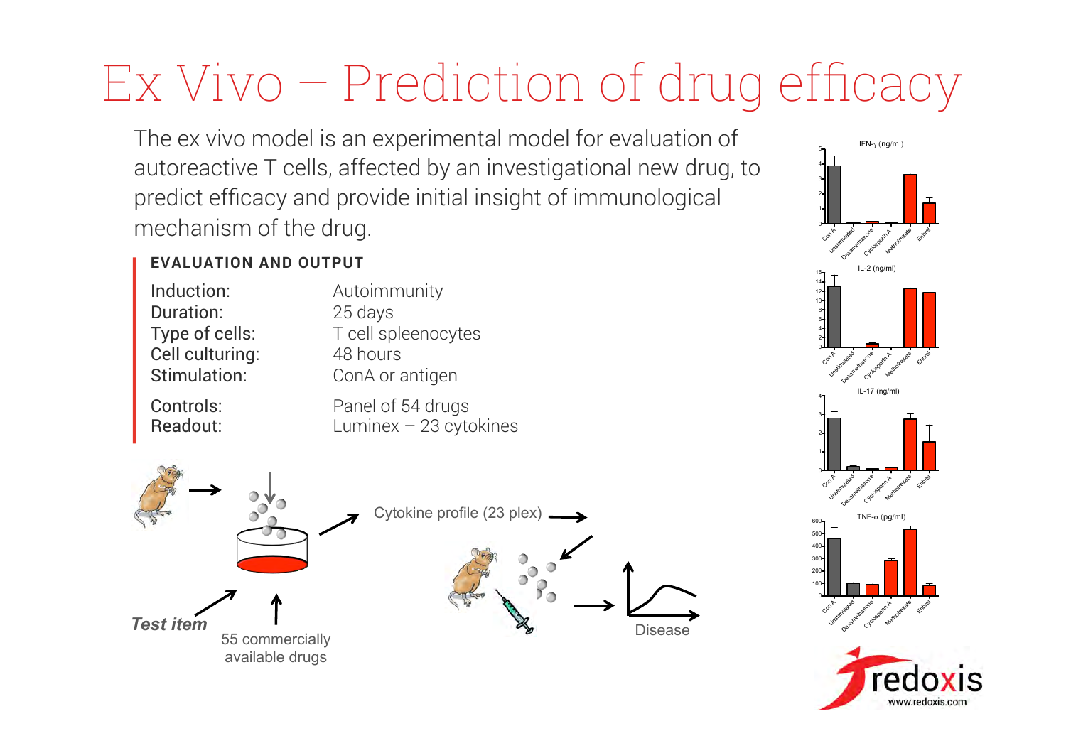# Ex Vivo – Prediction of drug efficacy

The ex vivo model is an experimental model for evaluation of autoreactive T cells, affected by an investigational new drug, to predict efficacy and provide initial insight of immunological mechanism of the drug.

**EVALUATION AND OUTPUT**

| | |
|---|---|
| Induction: | Autoimmunity |
| Duration: | 25 days |
| Type of cells: | T cell spleenocytes |
| Cell culturing: | 48 hours |
| Stimulation: | ConA or antigen |
| Controls: | Panel of 54 drugs |
| Readout: | Luminex – 23 cytokines |

*Test item*

55 commercially available drugs

Cytokine profile (23 plex)

Disease

IFN-γ (ng/ml)

IL-2 (ng/ml)

IL-17 (ng/ml)

TNF-α (pg/ml)

Con A, Unstimulated, Dexamethasone, Cyclosporin A, Methotrexate, Enbrel

redoxis
www.redoxis.com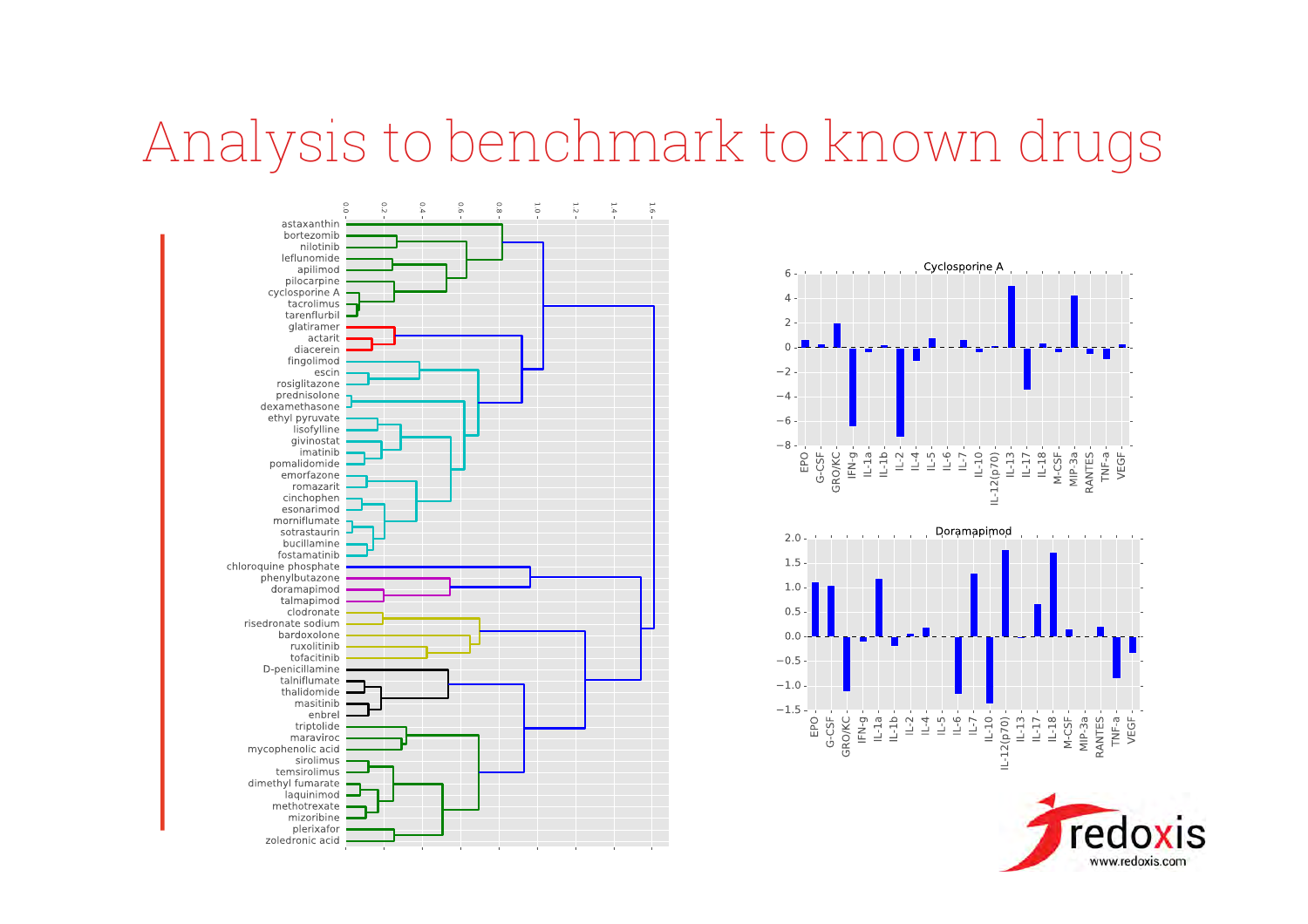# Analysis to benchmark to known drugs

0.0
0.2
0.4
0.6
0.8
1.0
1.2
1.4
1.6

astaxanthin
bortezomib
nilotinib
leflunomide
apilimod
pilocarpine
cyclosporine A
tacrolimus
tarenflurbil
glatiramer
actarit
diacerein
fingolimod
escin
rosiglitazone
prednisolone
dexamethasone
ethyl pyruvate
lisofylline
givinostat
imatinib
pomalidomide
emorfazone
romazarit
cinchophen
esonarimod
morniflumate
sotrastaurin
bucillamine
fostamatinib
chloroquine phosphate
phenylbutazone
doramapimod
talmapimod
clodronate
risedronate sodium
bardoxolone
ruxolitinib
tofacitinib
D-penicillamine
talniflumate
thalidomide
masitinib
enbrel
triptolide
maraviroc
mycophenolic acid
sirolimus
temsirolimus
dimethyl fumarate
laquinimod
methotrexate
mizoribine
plerixafor
zoledronic acid

Cyclosporine A

6
4
2
0
−2
−4
−6
−8

EPO
G-CSF
GRO/KC
IFN-g
IL-1a
IL-1b
IL-2
IL-4
IL-5
IL-6
IL-7
IL-10
IL-12(p70)
IL-13
IL-17
IL-18
M-CSF
MIP-3a
RANTES
TNF-a
VEGF

Doramapimod

2.0
1.5
1.0
0.5
0.0
−0.5
−1.0
−1.5

EPO
G-CSF
GRO/KC
IFN-g
IL-1a
IL-1b
IL-2
IL-4
IL-5
IL-6
IL-7
IL-10
IL-12(p70)
IL-13
IL-17
IL-18
M-CSF
MIP-3a
RANTES
TNF-a
VEGF

redoxis
www.redoxis.com